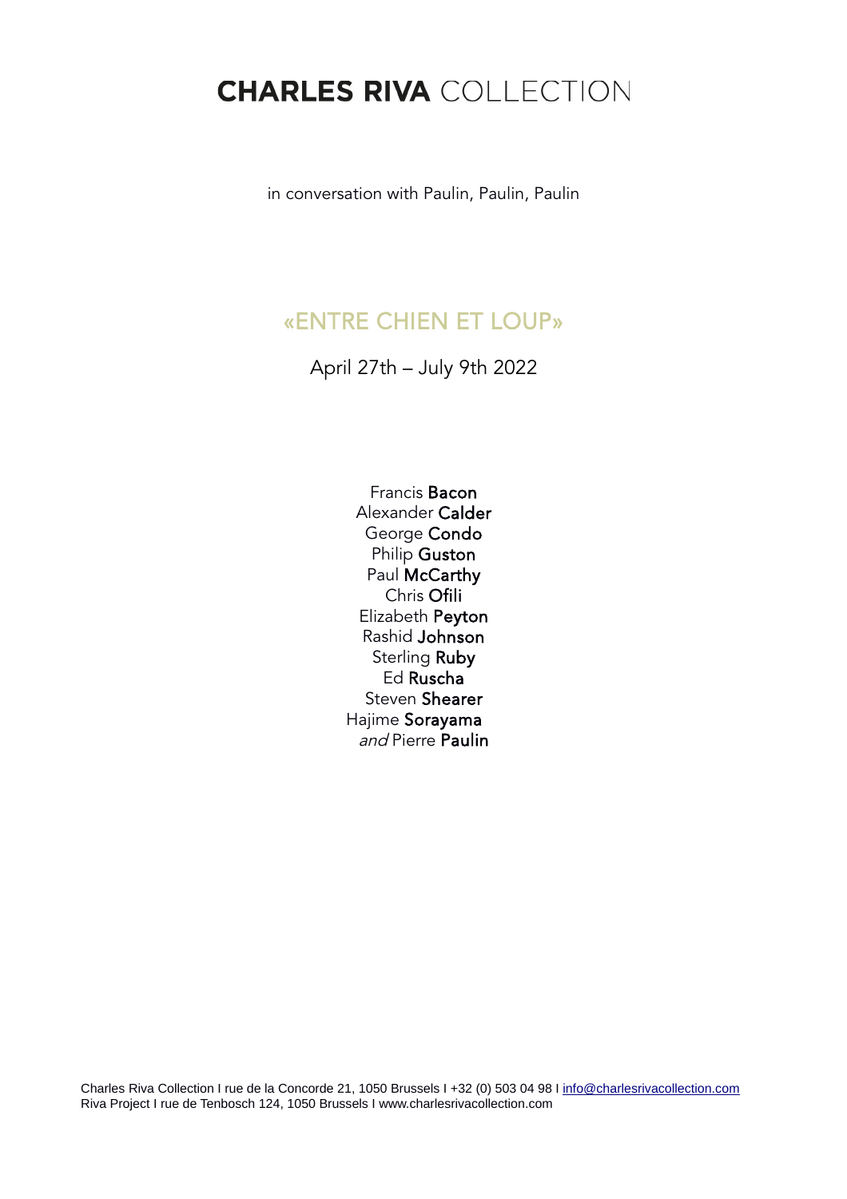# **CHARLES RIVA** COLLECTION

in conversation with Paulin, Paulin, Paulin

## «ENTRE CHIEN ET LOUP»

April 27th – July 9th 2022

Francis **Bacon**
Alexander **Calder**
George **Condo**
Philip **Guston**
Paul **McCarthy**
Chris **Ofili**
Elizabeth **Peyton**
Rashid **Johnson**
Sterling **Ruby**
Ed **Ruscha**
Steven **Shearer**
Hajime **Sorayama**
*and* Pierre **Paulin**

Charles Riva Collection I rue de la Concorde 21, 1050 Brussels I +32 (0) 503 04 98 I info@charlesrivacollection.com
Riva Project I rue de Tenbosch 124, 1050 Brussels I www.charlesrivacollection.com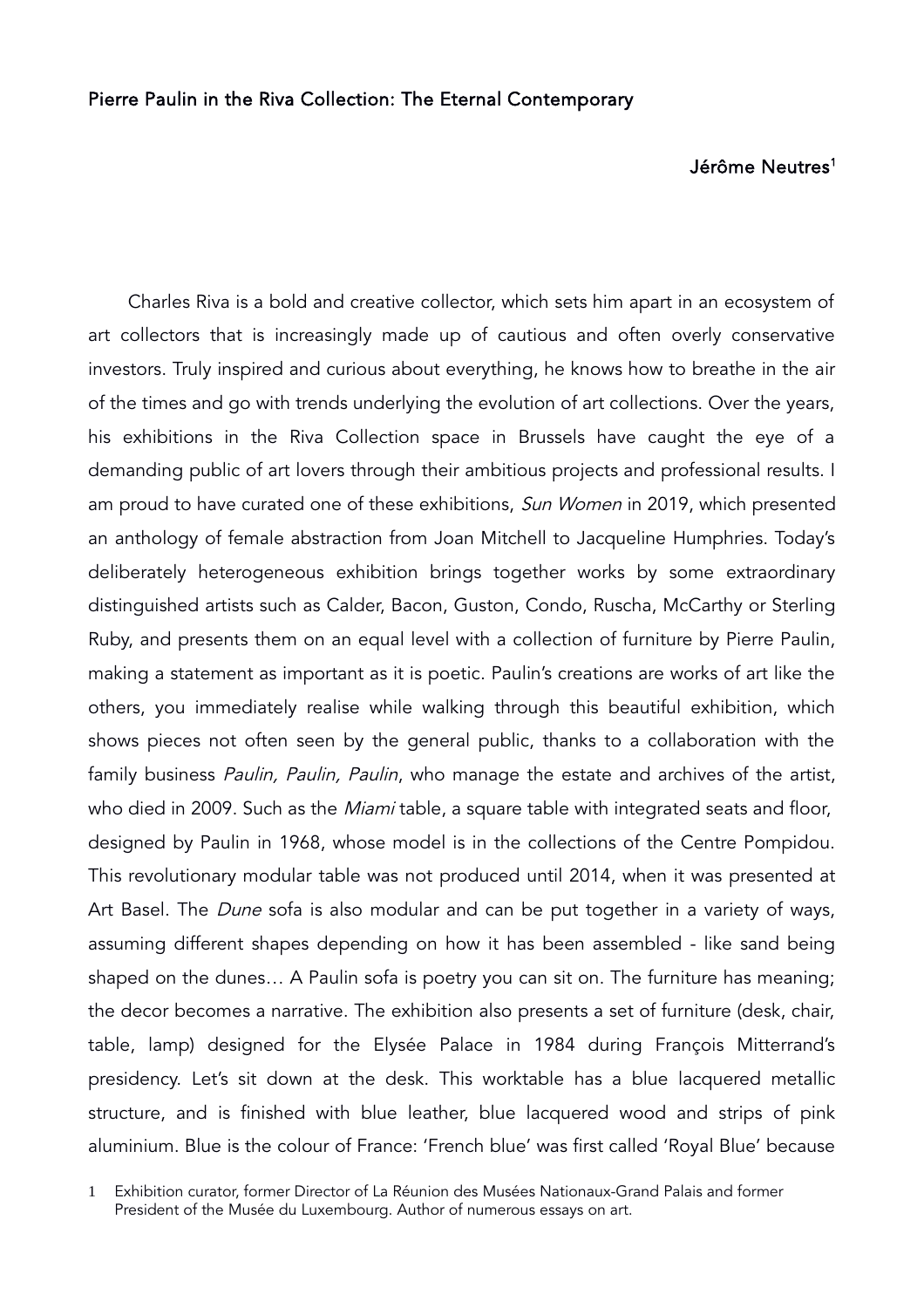Pierre Paulin in the Riva Collection: The Eternal Contemporary

Jérôme Neutres[1]

Charles Riva is a bold and creative collector, which sets him apart in an ecosystem of art collectors that is increasingly made up of cautious and often overly conservative investors. Truly inspired and curious about everything, he knows how to breathe in the air of the times and go with trends underlying the evolution of art collections. Over the years, his exhibitions in the Riva Collection space in Brussels have caught the eye of a demanding public of art lovers through their ambitious projects and professional results. I am proud to have curated one of these exhibitions, *Sun Women* in 2019, which presented an anthology of female abstraction from Joan Mitchell to Jacqueline Humphries. Today's deliberately heterogeneous exhibition brings together works by some extraordinary distinguished artists such as Calder, Bacon, Guston, Condo, Ruscha, McCarthy or Sterling Ruby, and presents them on an equal level with a collection of furniture by Pierre Paulin, making a statement as important as it is poetic. Paulin's creations are works of art like the others, you immediately realise while walking through this beautiful exhibition, which shows pieces not often seen by the general public, thanks to a collaboration with the family business *Paulin, Paulin, Paulin*, who manage the estate and archives of the artist, who died in 2009. Such as the *Miami* table, a square table with integrated seats and floor, designed by Paulin in 1968, whose model is in the collections of the Centre Pompidou. This revolutionary modular table was not produced until 2014, when it was presented at Art Basel. The *Dune* sofa is also modular and can be put together in a variety of ways, assuming different shapes depending on how it has been assembled - like sand being shaped on the dunes… A Paulin sofa is poetry you can sit on. The furniture has meaning; the decor becomes a narrative. The exhibition also presents a set of furniture (desk, chair, table, lamp) designed for the Elysée Palace in 1984 during François Mitterrand's presidency. Let's sit down at the desk. This worktable has a blue lacquered metallic structure, and is finished with blue leather, blue lacquered wood and strips of pink aluminium. Blue is the colour of France: 'French blue' was first called 'Royal Blue' because

[1] Exhibition curator, former Director of La Réunion des Musées Nationaux-Grand Palais and former President of the Musée du Luxembourg. Author of numerous essays on art.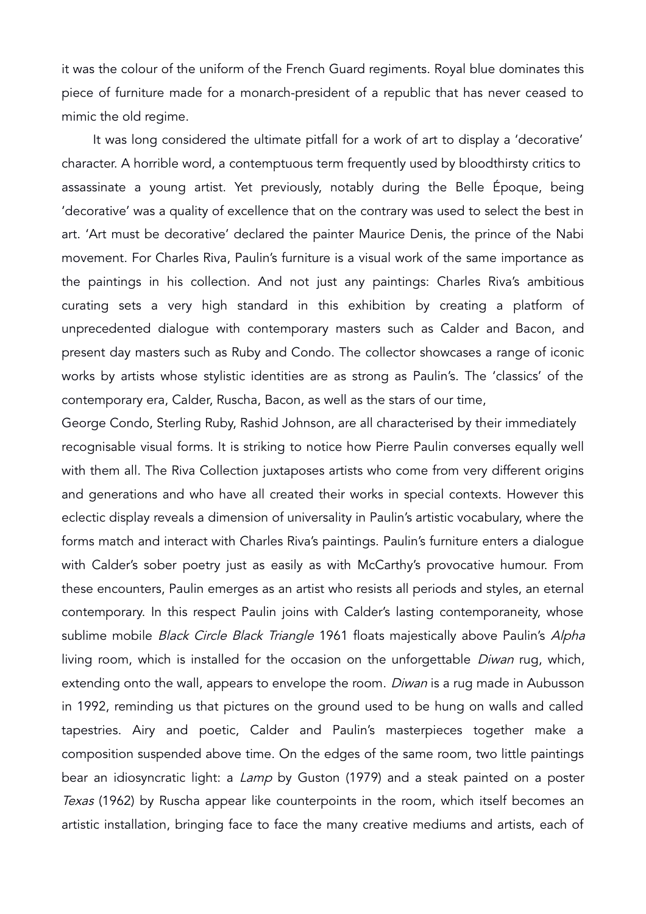it was the colour of the uniform of the French Guard regiments. Royal blue dominates this piece of furniture made for a monarch-president of a republic that has never ceased to mimic the old regime.

It was long considered the ultimate pitfall for a work of art to display a 'decorative' character. A horrible word, a contemptuous term frequently used by bloodthirsty critics to assassinate a young artist. Yet previously, notably during the Belle Époque, being 'decorative' was a quality of excellence that on the contrary was used to select the best in art. 'Art must be decorative' declared the painter Maurice Denis, the prince of the Nabi movement. For Charles Riva, Paulin's furniture is a visual work of the same importance as the paintings in his collection. And not just any paintings: Charles Riva's ambitious curating sets a very high standard in this exhibition by creating a platform of unprecedented dialogue with contemporary masters such as Calder and Bacon, and present day masters such as Ruby and Condo. The collector showcases a range of iconic works by artists whose stylistic identities are as strong as Paulin's. The 'classics' of the contemporary era, Calder, Ruscha, Bacon, as well as the stars of our time, George Condo, Sterling Ruby, Rashid Johnson, are all characterised by their immediately recognisable visual forms. It is striking to notice how Pierre Paulin converses equally well with them all. The Riva Collection juxtaposes artists who come from very different origins and generations and who have all created their works in special contexts. However this eclectic display reveals a dimension of universality in Paulin's artistic vocabulary, where the forms match and interact with Charles Riva's paintings. Paulin's furniture enters a dialogue with Calder's sober poetry just as easily as with McCarthy's provocative humour. From these encounters, Paulin emerges as an artist who resists all periods and styles, an eternal contemporary. In this respect Paulin joins with Calder's lasting contemporaneity, whose sublime mobile *Black Circle Black Triangle* 1961 floats majestically above Paulin's *Alpha* living room, which is installed for the occasion on the unforgettable *Diwan* rug, which, extending onto the wall, appears to envelope the room. *Diwan* is a rug made in Aubusson in 1992, reminding us that pictures on the ground used to be hung on walls and called tapestries. Airy and poetic, Calder and Paulin's masterpieces together make a composition suspended above time. On the edges of the same room, two little paintings bear an idiosyncratic light: a *Lamp* by Guston (1979) and a steak painted on a poster *Texas* (1962) by Ruscha appear like counterpoints in the room, which itself becomes an artistic installation, bringing face to face the many creative mediums and artists, each of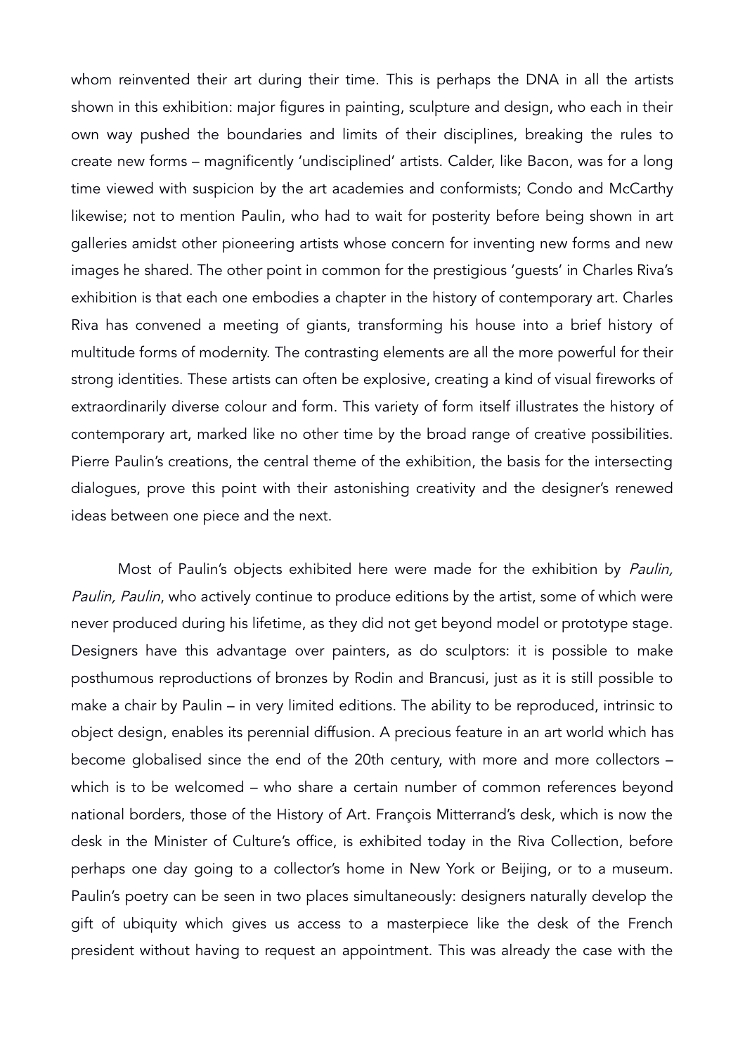whom reinvented their art during their time. This is perhaps the DNA in all the artists shown in this exhibition: major figures in painting, sculpture and design, who each in their own way pushed the boundaries and limits of their disciplines, breaking the rules to create new forms – magnificently 'undisciplined' artists. Calder, like Bacon, was for a long time viewed with suspicion by the art academies and conformists; Condo and McCarthy likewise; not to mention Paulin, who had to wait for posterity before being shown in art galleries amidst other pioneering artists whose concern for inventing new forms and new images he shared. The other point in common for the prestigious 'guests' in Charles Riva's exhibition is that each one embodies a chapter in the history of contemporary art. Charles Riva has convened a meeting of giants, transforming his house into a brief history of multitude forms of modernity. The contrasting elements are all the more powerful for their strong identities. These artists can often be explosive, creating a kind of visual fireworks of extraordinarily diverse colour and form. This variety of form itself illustrates the history of contemporary art, marked like no other time by the broad range of creative possibilities. Pierre Paulin's creations, the central theme of the exhibition, the basis for the intersecting dialogues, prove this point with their astonishing creativity and the designer's renewed ideas between one piece and the next.

Most of Paulin's objects exhibited here were made for the exhibition by *Paulin, Paulin, Paulin*, who actively continue to produce editions by the artist, some of which were never produced during his lifetime, as they did not get beyond model or prototype stage. Designers have this advantage over painters, as do sculptors: it is possible to make posthumous reproductions of bronzes by Rodin and Brancusi, just as it is still possible to make a chair by Paulin – in very limited editions. The ability to be reproduced, intrinsic to object design, enables its perennial diffusion. A precious feature in an art world which has become globalised since the end of the 20th century, with more and more collectors – which is to be welcomed – who share a certain number of common references beyond national borders, those of the History of Art. François Mitterrand's desk, which is now the desk in the Minister of Culture's office, is exhibited today in the Riva Collection, before perhaps one day going to a collector's home in New York or Beijing, or to a museum. Paulin's poetry can be seen in two places simultaneously: designers naturally develop the gift of ubiquity which gives us access to a masterpiece like the desk of the French president without having to request an appointment. This was already the case with the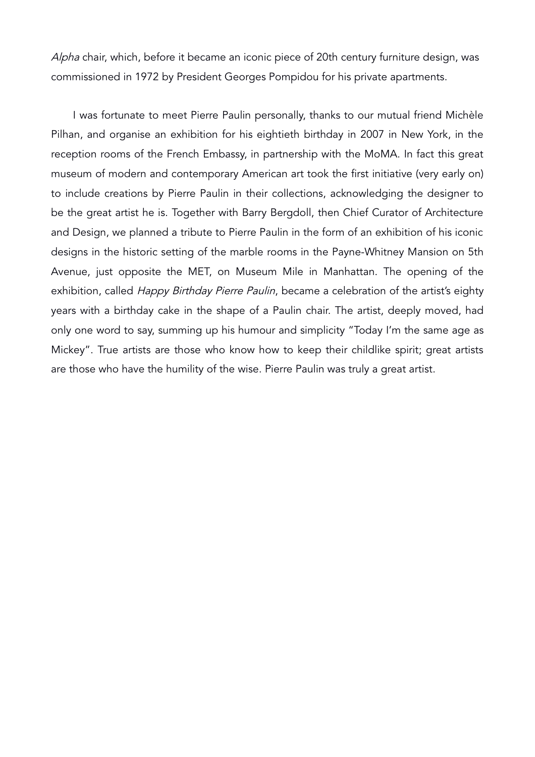*Alpha* chair, which, before it became an iconic piece of 20th century furniture design, was commissioned in 1972 by President Georges Pompidou for his private apartments.

I was fortunate to meet Pierre Paulin personally, thanks to our mutual friend Michèle Pilhan, and organise an exhibition for his eightieth birthday in 2007 in New York, in the reception rooms of the French Embassy, in partnership with the MoMA. In fact this great museum of modern and contemporary American art took the first initiative (very early on) to include creations by Pierre Paulin in their collections, acknowledging the designer to be the great artist he is. Together with Barry Bergdoll, then Chief Curator of Architecture and Design, we planned a tribute to Pierre Paulin in the form of an exhibition of his iconic designs in the historic setting of the marble rooms in the Payne-Whitney Mansion on 5th Avenue, just opposite the MET, on Museum Mile in Manhattan. The opening of the exhibition, called *Happy Birthday Pierre Paulin*, became a celebration of the artist's eighty years with a birthday cake in the shape of a Paulin chair. The artist, deeply moved, had only one word to say, summing up his humour and simplicity "Today I'm the same age as Mickey". True artists are those who know how to keep their childlike spirit; great artists are those who have the humility of the wise. Pierre Paulin was truly a great artist.